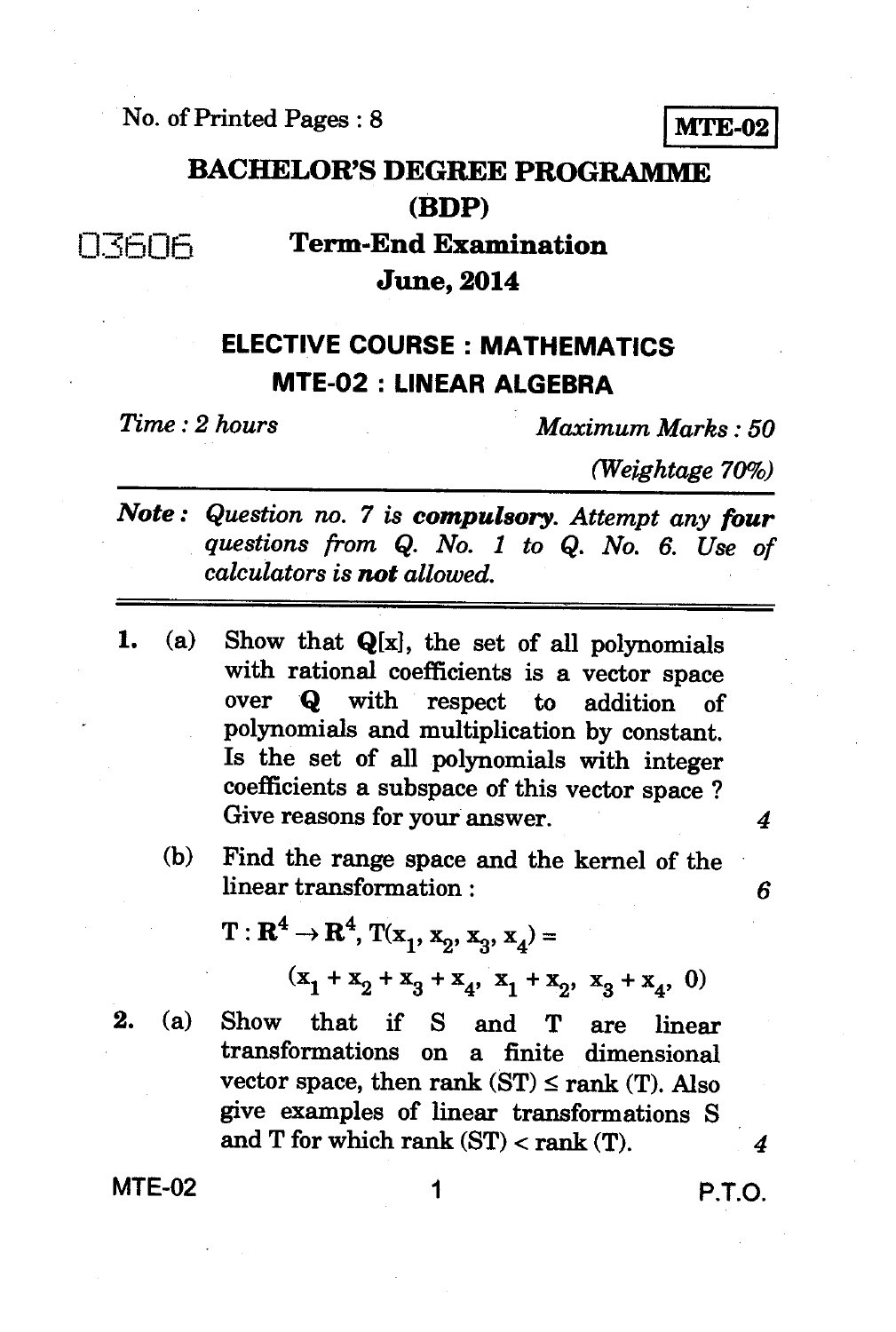No. of Printed Pages : 8

**MTE-02**

# BACHELOR'S DEGREE PROGRAMME (BDP)

03606

## Term-End Examination

## June, 2014

### ELECTIVE COURSE : MATHEMATICS

### MTE-02 : LINEAR ALGEBRA

*Time : 2 hours* *Maximum Marks : 50*

*(Weightage 70%)*

***Note :*** *Question no. 7 is* ***compulsory****. Attempt any* ***four*** *questions from Q. No. 1 to Q. No. 6. Use of calculators is* ***not*** *allowed.*

---

1. (a) Show that $\mathbf{Q}[x]$, the set of all polynomials with rational coefficients is a vector space over $\mathbf{Q}$ with respect to addition of polynomials and multiplication by constant. Is the set of all polynomials with integer coefficients a subspace of this vector space ? Give reasons for your answer. 4

   (b) Find the range space and the kernel of the linear transformation : 6

   $$T : \mathbf{R}^4 \to \mathbf{R}^4,\ T(x_1, x_2, x_3, x_4) = (x_1 + x_2 + x_3 + x_4,\ x_1 + x_2,\ x_3 + x_4,\ 0)$$

2. (a) Show that if S and T are linear transformations on a finite dimensional vector space, then rank (ST) $\leq$ rank (T). Also give examples of linear transformations S and T for which rank (ST) $<$ rank (T). 4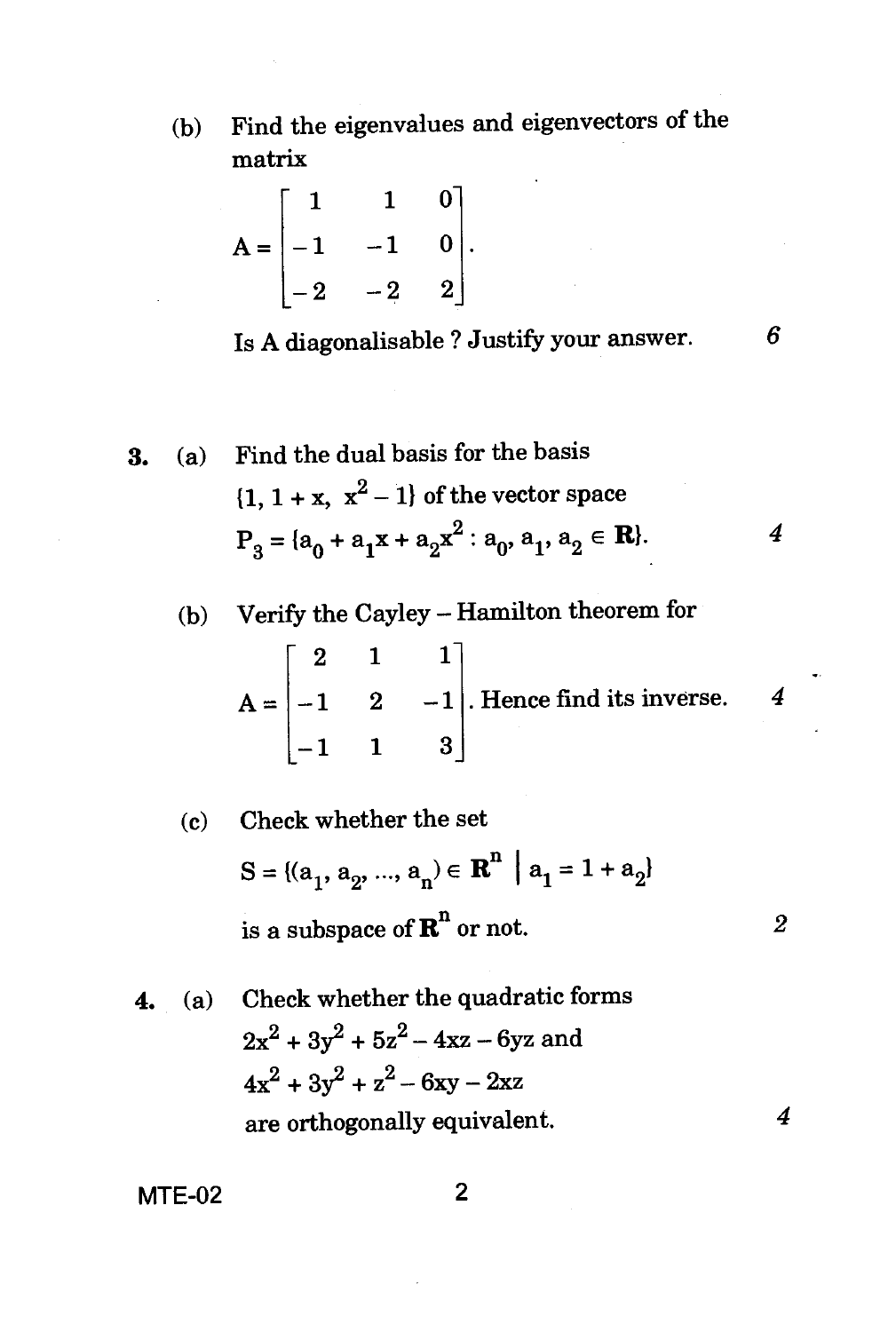(b) Find the eigenvalues and eigenvectors of the matrix

$$A = \begin{bmatrix} 1 & 1 & 0 \\ -1 & -1 & 0 \\ -2 & -2 & 2 \end{bmatrix}.$$

Is A diagonalisable ? Justify your answer. 6

**3.** (a) Find the dual basis for the basis $\{1, 1 + x, x^2 - 1\}$ of the vector space $P_3 = \{a_0 + a_1x + a_2x^2 : a_0, a_1, a_2 \in \mathbf{R}\}$. 4

(b) Verify the Cayley – Hamilton theorem for

$$A = \begin{bmatrix} 2 & 1 & 1 \\ -1 & 2 & -1 \\ -1 & 1 & 3 \end{bmatrix}.$$ Hence find its inverse. 4

(c) Check whether the set

$$S = \{(a_1, a_2, ..., a_n) \in \mathbf{R}^n \mid a_1 = 1 + a_2\}$$

is a subspace of $\mathbf{R}^n$ or not. 2

**4.** (a) Check whether the quadratic forms $2x^2 + 3y^2 + 5z^2 - 4xz - 6yz$ and $4x^2 + 3y^2 + z^2 - 6xy - 2xz$ are orthogonally equivalent. 4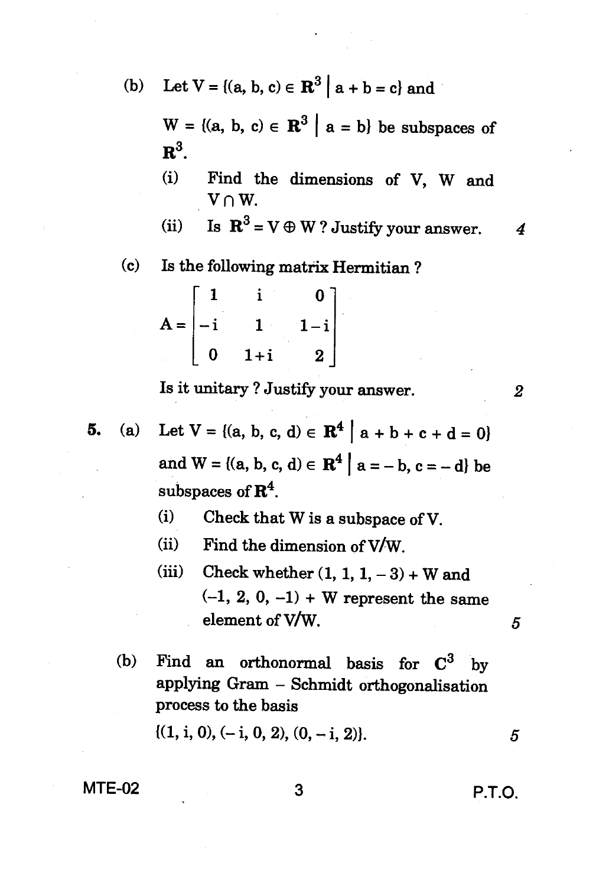(b) Let $V = \{(a, b, c) \in \mathbf{R}^3 \mid a + b = c\}$ and $W = \{(a, b, c) \in \mathbf{R}^3 \mid a = b\}$ be subspaces of $\mathbf{R}^3$.

(i) Find the dimensions of V, W and $V \cap W$.

(ii) Is $\mathbf{R}^3 = V \oplus W$ ? Justify your answer. 4

(c) Is the following matrix Hermitian ?

$$A = \begin{bmatrix} 1 & i & 0 \\ -i & 1 & 1-i \\ 0 & 1+i & 2 \end{bmatrix}$$

Is it unitary ? Justify your answer. 2

5. (a) Let $V = \{(a, b, c, d) \in \mathbf{R}^4 \mid a + b + c + d = 0\}$ and $W = \{(a, b, c, d) \in \mathbf{R}^4 \mid a = -b, c = -d\}$ be subspaces of $\mathbf{R}^4$.

(i) Check that W is a subspace of V.

(ii) Find the dimension of V/W.

(iii) Check whether $(1, 1, 1, -3) + W$ and $(-1, 2, 0, -1) + W$ represent the same element of V/W. 5

(b) Find an orthonormal basis for $\mathbf{C}^3$ by applying Gram – Schmidt orthogonalisation process to the basis

$\{(1, i, 0), (-i, 0, 2), (0, -i, 2)\}$. 5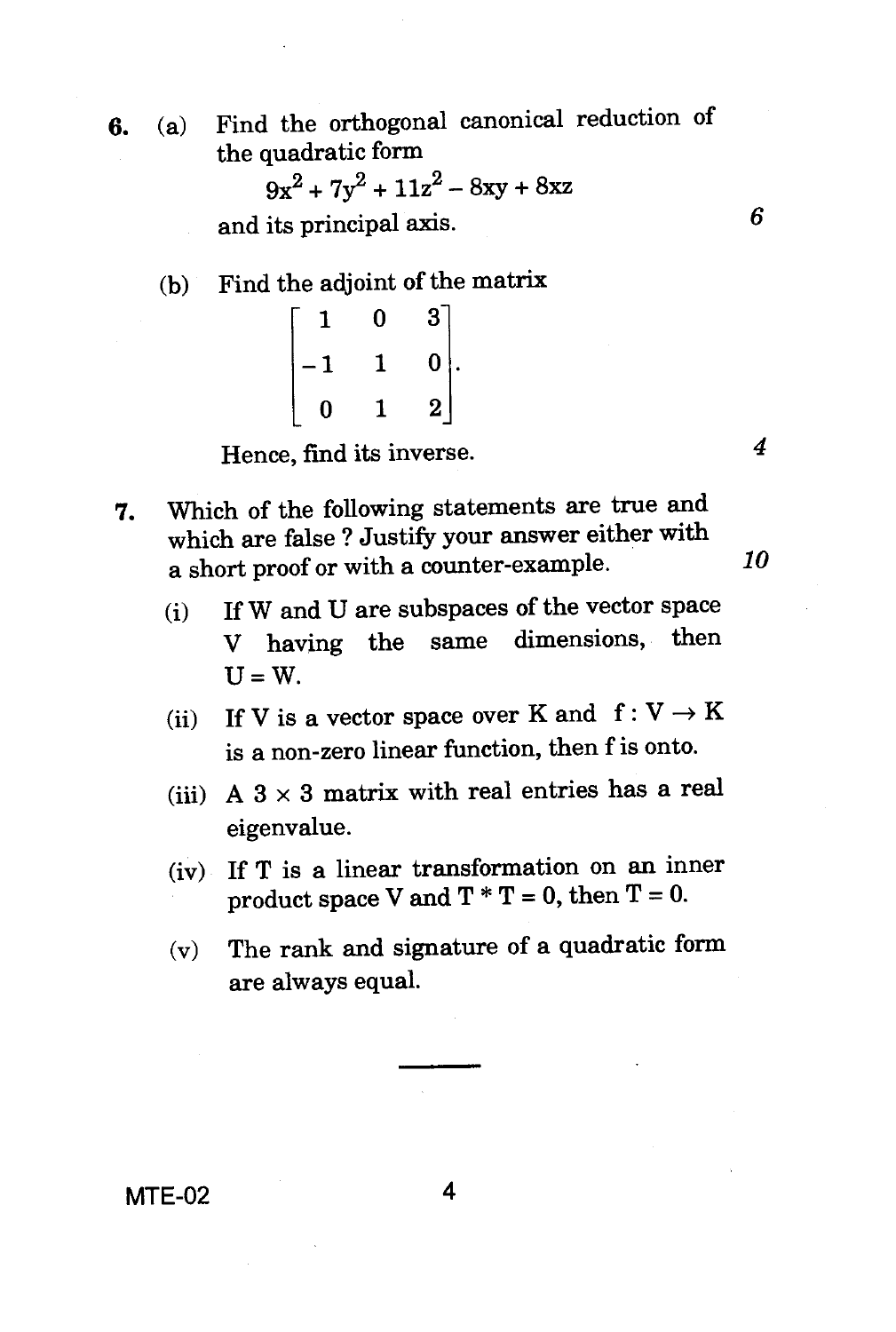6. (a) Find the orthogonal canonical reduction of the quadratic form

$$9x^2 + 7y^2 + 11z^2 - 8xy + 8xz$$

and its principal axis. *6*

(b) Find the adjoint of the matrix

$$\begin{bmatrix} 1 & 0 & 3 \\ -1 & 1 & 0 \\ 0 & 1 & 2 \end{bmatrix}.$$

Hence, find its inverse. *4*

7. Which of the following statements are true and which are false ? Justify your answer either with a short proof or with a counter-example. *10*

   (i) If W and U are subspaces of the vector space V having the same dimensions, then $U = W$.

   (ii) If V is a vector space over K and $f : V \rightarrow K$ is a non-zero linear function, then f is onto.

   (iii) A $3 \times 3$ matrix with real entries has a real eigenvalue.

   (iv) If T is a linear transformation on an inner product space V and $T * T = 0$, then $T = 0$.

   (v) The rank and signature of a quadratic form are always equal.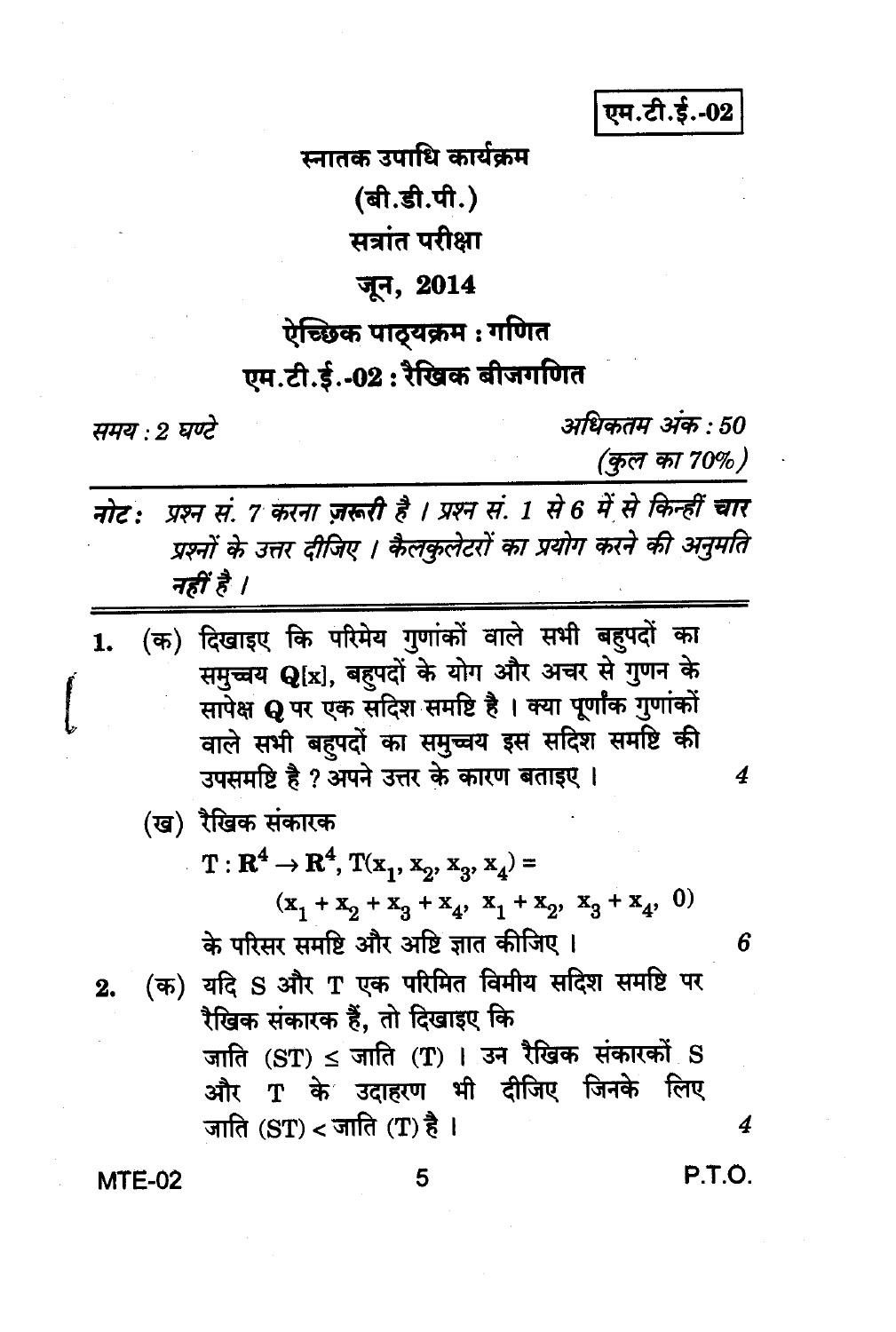एम.टी.ई.-02

# स्नातक उपाधि कार्यक्रम

## (बी.डी.पी.)

## सत्रांत परीक्षा

## जून, 2014

## ऐच्छिक पाठ्यक्रम : गणित

## एम.टी.ई.-02 : रैखिक बीजगणित

*समय : 2 घण्टे* | *अधिकतम अंक : 50*

*(कुल का 70%)*

***नोट :*** *प्रश्न सं. 7 करना ज़रूरी है । प्रश्न सं. 1 से 6 में से किन्हीं* ***चार*** *प्रश्नों के उत्तर दीजिए । कैलकुलेटरों का प्रयोग करने की अनुमति नहीं है ।*

---

1. (क) दिखाइए कि परिमेय गुणांकों वाले सभी बहुपदों का समुच्चय $\mathbf{Q}[x]$, बहुपदों के योग और अचर से गुणन के सापेक्ष $\mathbf{Q}$ पर एक सदिश समष्टि है । क्या पूर्णांक गुणांकों वाले सभी बहुपदों का समुच्चय इस सदिश समष्टि की उपसमष्टि है ? अपने उत्तर के कारण बताइए । 4

   (ख) रैखिक संकारक
   $$T : \mathbf{R}^4 \to \mathbf{R}^4, T(x_1, x_2, x_3, x_4) = (x_1 + x_2 + x_3 + x_4,\ x_1 + x_2,\ x_3 + x_4,\ 0)$$
   के परिसर समष्टि और अष्टि ज्ञात कीजिए । 6

2. (क) यदि S और T एक परिमित विमीय सदिश समष्टि पर रैखिक संकारक हैं, तो दिखाइए कि
   जाति (ST) $\leq$ जाति (T) । उन रैखिक संकारकों S और T के उदाहरण भी दीजिए जिनके लिए जाति (ST) $<$ जाति (T) है । 4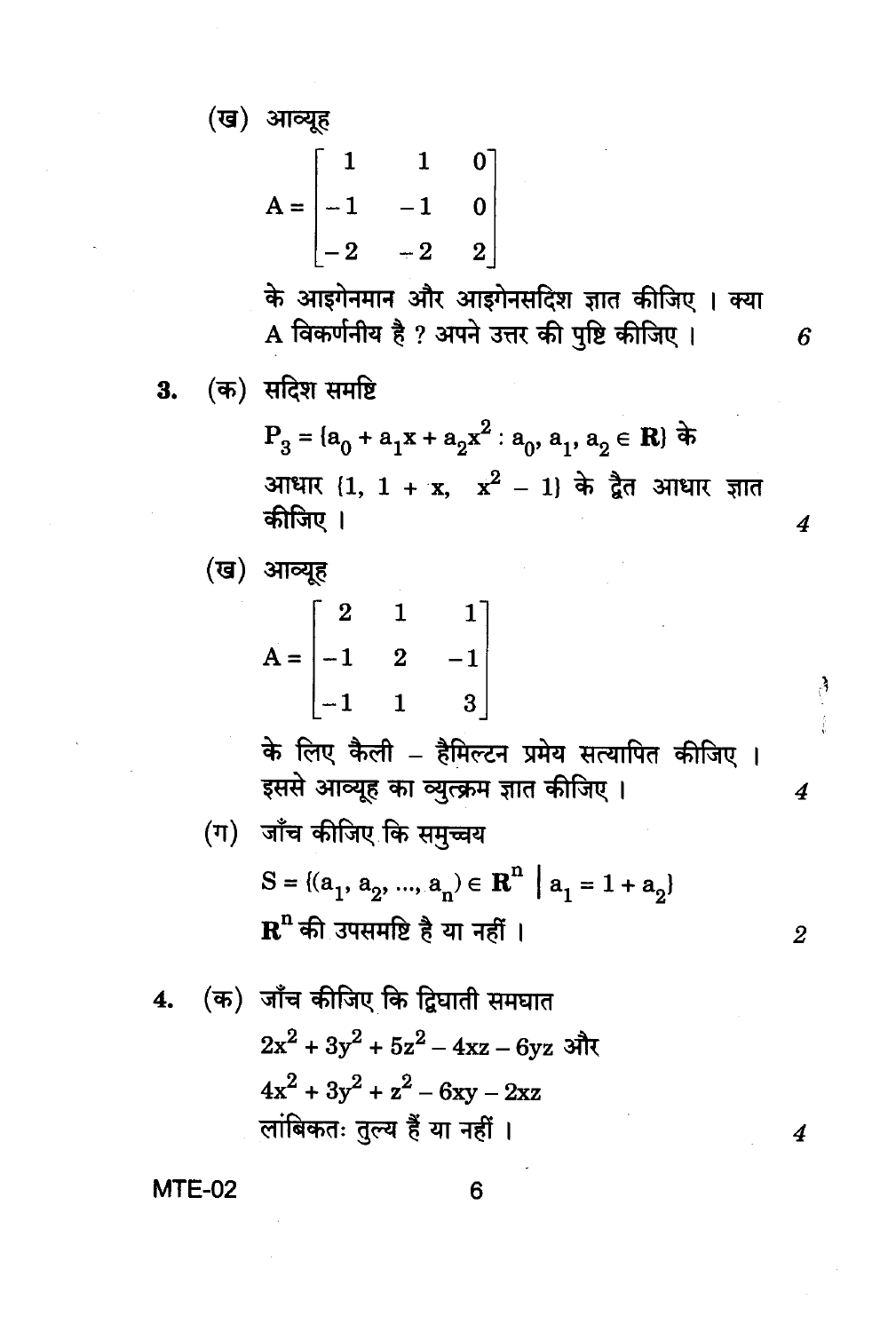(ख) आव्यूह

$$A = \begin{bmatrix} 1 & 1 & 0 \\ -1 & -1 & 0 \\ -2 & -2 & 2 \end{bmatrix}$$

के आइगेनमान और आइगेनसदिश ज्ञात कीजिए । क्या A विकर्णनीय है ? अपने उत्तर की पुष्टि कीजिए । 6

3. (क) सदिश समष्टि

$P_3 = \{a_0 + a_1 x + a_2 x^2 : a_0, a_1, a_2 \in \mathbf{R}\}$ के आधार $\{1, 1 + x, x^2 - 1\}$ के द्वैत आधार ज्ञात कीजिए । 4

(ख) आव्यूह

$$A = \begin{bmatrix} 2 & 1 & 1 \\ -1 & 2 & -1 \\ -1 & 1 & 3 \end{bmatrix}$$

के लिए कैली – हैमिल्टन प्रमेय सत्यापित कीजिए । इससे आव्यूह का व्युत्क्रम ज्ञात कीजिए । 4

(ग) जाँच कीजिए कि समुच्चय

$S = \{(a_1, a_2, ..., a_n) \in \mathbf{R}^n \mid a_1 = 1 + a_2\}$

$\mathbf{R}^n$ की उपसमष्टि है या नहीं । 2

4. (क) जाँच कीजिए कि द्विघाती समघात

$2x^2 + 3y^2 + 5z^2 - 4xz - 6yz$ और

$4x^2 + 3y^2 + z^2 - 6xy - 2xz$

लांबिकतः तुल्य हैं या नहीं । 4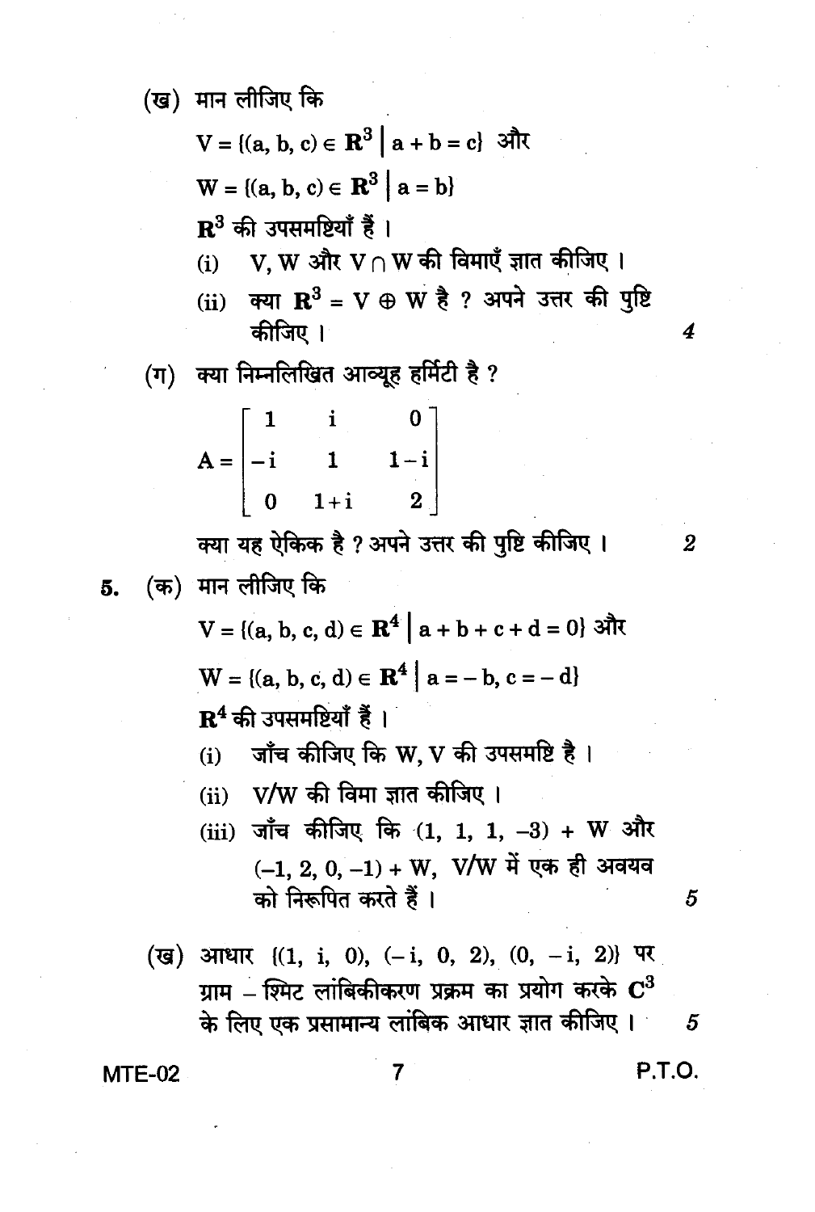(ख) मान लीजिए कि

$V = \{(a, b, c) \in \mathbf{R}^3 \mid a + b = c\}$ और

$W = \{(a, b, c) \in \mathbf{R}^3 \mid a = b\}$

$\mathbf{R}^3$ की उपसमष्टियाँ हैं ।

(i) V, W और $V \cap W$ की विमाएँ ज्ञात कीजिए ।

(ii) क्या $\mathbf{R}^3 = V \oplus W$ है ? अपने उत्तर की पुष्टि कीजिए । 4

(ग) क्या निम्नलिखित आव्यूह हर्मिटी है ?

$$A = \begin{bmatrix} 1 & i & 0 \\ -i & 1 & 1-i \\ 0 & 1+i & 2 \end{bmatrix}$$

क्या यह ऐकिक है ? अपने उत्तर की पुष्टि कीजिए । 2

5. (क) मान लीजिए कि

$V = \{(a, b, c, d) \in \mathbf{R}^4 \mid a + b + c + d = 0\}$ और

$W = \{(a, b, c, d) \in \mathbf{R}^4 \mid a = -b, c = -d\}$

$\mathbf{R}^4$ की उपसमष्टियाँ हैं ।

(i) जाँच कीजिए कि W, V की उपसमष्टि है ।

(ii) V/W की विमा ज्ञात कीजिए ।

(iii) जाँच कीजिए कि $(1, 1, 1, -3) + W$ और $(-1, 2, 0, -1) + W$, V/W में एक ही अवयव को निरूपित करते हैं । 5

(ख) आधार $\{(1, i, 0), (-i, 0, 2), (0, -i, 2)\}$ पर ग्राम – श्मिट लांबिकीकरण प्रक्रम का प्रयोग करके $\mathbf{C}^3$ के लिए एक प्रसामान्य लांबिक आधार ज्ञात कीजिए । 5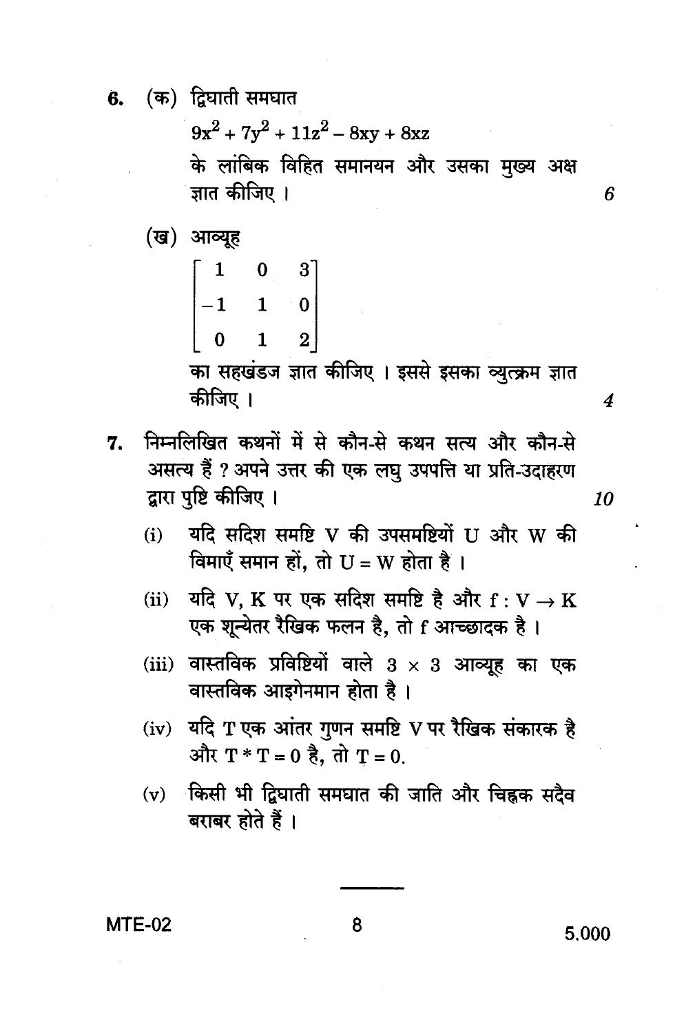6. (क) द्विघाती समघात

$$9x^2 + 7y^2 + 11z^2 - 8xy + 8xz$$

के लांबिक विहित समानयन और उसका मुख्य अक्ष ज्ञात कीजिए । 6

(ख) आव्यूह

$$\begin{bmatrix} 1 & 0 & 3 \\ -1 & 1 & 0 \\ 0 & 1 & 2 \end{bmatrix}$$

का सहखंडज ज्ञात कीजिए । इससे इसका व्युत्क्रम ज्ञात कीजिए । 4

7. निम्नलिखित कथनों में से कौन-से कथन सत्य और कौन-से असत्य हैं ? अपने उत्तर की एक लघु उपपत्ति या प्रति-उदाहरण द्वारा पुष्टि कीजिए । 10

(i) यदि सदिश समष्टि V की उपसमष्टियों U और W की विमाएँ समान हों, तो $U = W$ होता है ।

(ii) यदि V, K पर एक सदिश समष्टि है और $f : V \rightarrow K$ एक शून्येतर रैखिक फलन है, तो f आच्छादक है ।

(iii) वास्तविक प्रविष्टियों वाले $3 \times 3$ आव्यूह का एक वास्तविक आइगेनमान होता है ।

(iv) यदि T एक आंतर गुणन समष्टि V पर रैखिक संकारक है और $T^* T = 0$ है, तो $T = 0$.

(v) किसी भी द्विघाती समघात की जाति और चिह्नक सदैव बराबर होते हैं ।

---

MTE-02

5.000